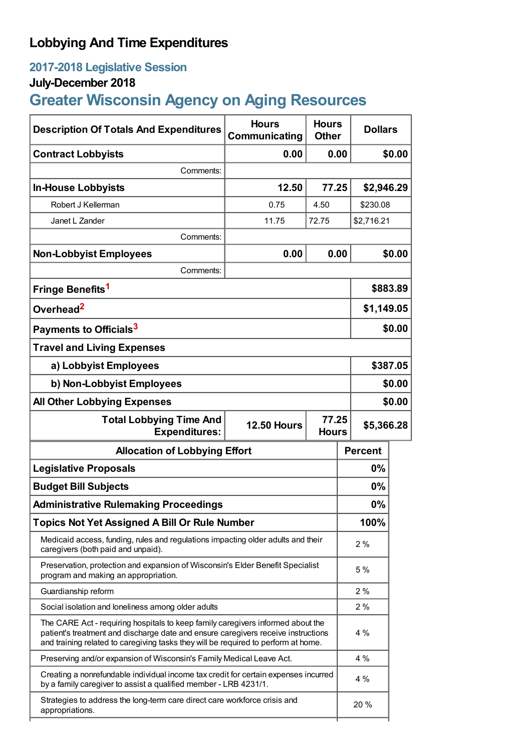# Lobbying And Time Expenditures

## 2017-2018 Legislative Session

### July-December 2018

## Greater Wisconsin Agency on Aging Resources

| Description Of Totals And Expenditures | Hours Communicating | Hours Other | Dollars |
|---|---|---|---|
| **Contract Lobbyists** | **0.00** | **0.00** | **$0.00** |
| Comments: | | | |
| **In-House Lobbyists** | **12.50** | **77.25** | **$2,946.29** |
| Robert J Kellerman | 0.75 | 4.50 | $230.08 |
| Janet L Zander | 11.75 | 72.75 | $2,716.21 |
| Comments: | | | |
| **Non-Lobbyist Employees** | **0.00** | **0.00** | **$0.00** |
| Comments: | | | |
| **Fringe Benefits**[1] | | | **$883.89** |
| **Overhead**[2] | | | **$1,149.05** |
| **Payments to Officials**[3] | | | **$0.00** |
| **Travel and Living Expenses** | | | |
| **a) Lobbyist Employees** | | | **$387.05** |
| **b) Non-Lobbyist Employees** | | | **$0.00** |
| **All Other Lobbying Expenses** | | | **$0.00** |
| **Total Lobbying Time And Expenditures:** | **12.50 Hours** | **77.25 Hours** | **$5,366.28** |

| Allocation of Lobbying Effort | Percent |
|---|---|
| **Legislative Proposals** | **0%** |
| **Budget Bill Subjects** | **0%** |
| **Administrative Rulemaking Proceedings** | **0%** |
| **Topics Not Yet Assigned A Bill Or Rule Number** | **100%** |
| Medicaid access, funding, rules and regulations impacting older adults and their caregivers (both paid and unpaid). | 2 % |
| Preservation, protection and expansion of Wisconsin's Elder Benefit Specialist program and making an appropriation. | 5 % |
| Guardianship reform | 2 % |
| Social isolation and loneliness among older adults | 2 % |
| The CARE Act - requiring hospitals to keep family caregivers informed about the patient's treatment and discharge date and ensure caregivers receive instructions and training related to caregiving tasks they will be required to perform at home. | 4 % |
| Preserving and/or expansion of Wisconsin's Family Medical Leave Act. | 4 % |
| Creating a nonrefundable individual income tax credit for certain expenses incurred by a family caregiver to assist a qualified member - LRB 4231/1. | 4 % |
| Strategies to address the long-term care direct care workforce crisis and appropriations. | 20 % |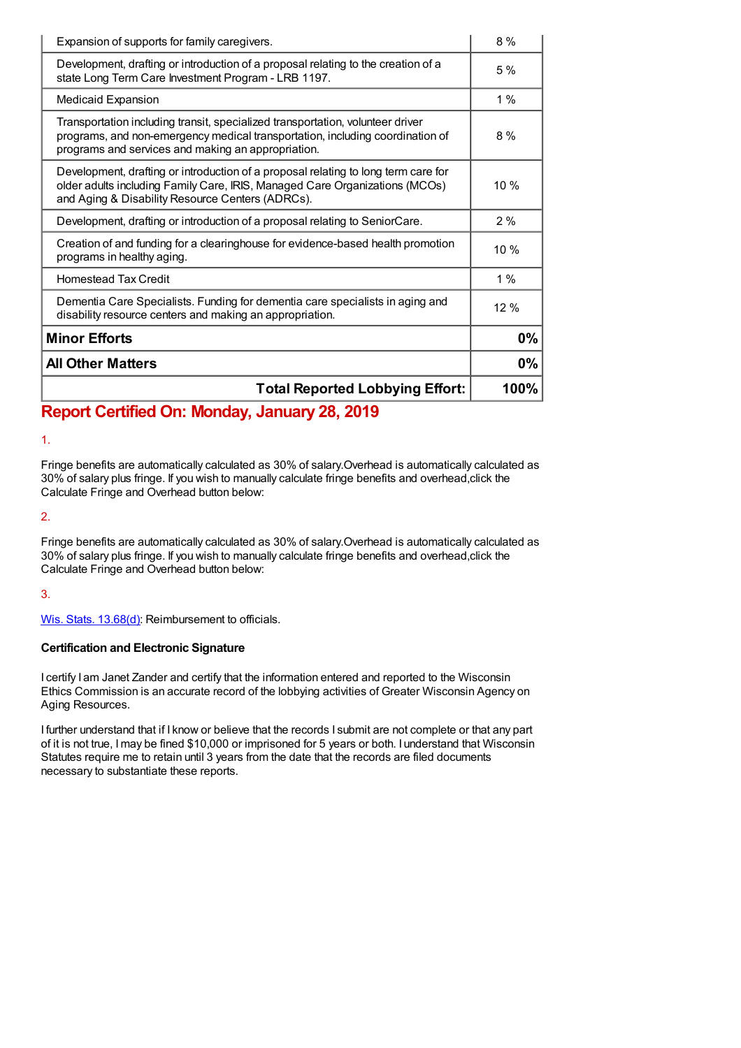| | |
|---|---|
| Expansion of supports for family caregivers. | 8 % |
| Development, drafting or introduction of a proposal relating to the creation of a state Long Term Care Investment Program - LRB 1197. | 5 % |
| Medicaid Expansion | 1 % |
| Transportation including transit, specialized transportation, volunteer driver programs, and non-emergency medical transportation, including coordination of programs and services and making an appropriation. | 8 % |
| Development, drafting or introduction of a proposal relating to long term care for older adults including Family Care, IRIS, Managed Care Organizations (MCOs) and Aging & Disability Resource Centers (ADRCs). | 10 % |
| Development, drafting or introduction of a proposal relating to SeniorCare. | 2 % |
| Creation of and funding for a clearinghouse for evidence-based health promotion programs in healthy aging. | 10 % |
| Homestead Tax Credit | 1 % |
| Dementia Care Specialists. Funding for dementia care specialists in aging and disability resource centers and making an appropriation. | 12 % |
| **Minor Efforts** | **0%** |
| **All Other Matters** | **0%** |
| **Total Reported Lobbying Effort:** | **100%** |

## Report Certified On: Monday, January 28, 2019

1.

Fringe benefits are automatically calculated as 30% of salary.Overhead is automatically calculated as 30% of salary plus fringe. If you wish to manually calculate fringe benefits and overhead,click the Calculate Fringe and Overhead button below:

2.

Fringe benefits are automatically calculated as 30% of salary.Overhead is automatically calculated as 30% of salary plus fringe. If you wish to manually calculate fringe benefits and overhead,click the Calculate Fringe and Overhead button below:

3.

Wis. Stats. 13.68(d): Reimbursement to officials.

**Certification and Electronic Signature**

I certify I am Janet Zander and certify that the information entered and reported to the Wisconsin Ethics Commission is an accurate record of the lobbying activities of Greater Wisconsin Agency on Aging Resources.

I further understand that if I know or believe that the records I submit are not complete or that any part of it is not true, I may be fined $10,000 or imprisoned for 5 years or both. I understand that Wisconsin Statutes require me to retain until 3 years from the date that the records are filed documents necessary to substantiate these reports.